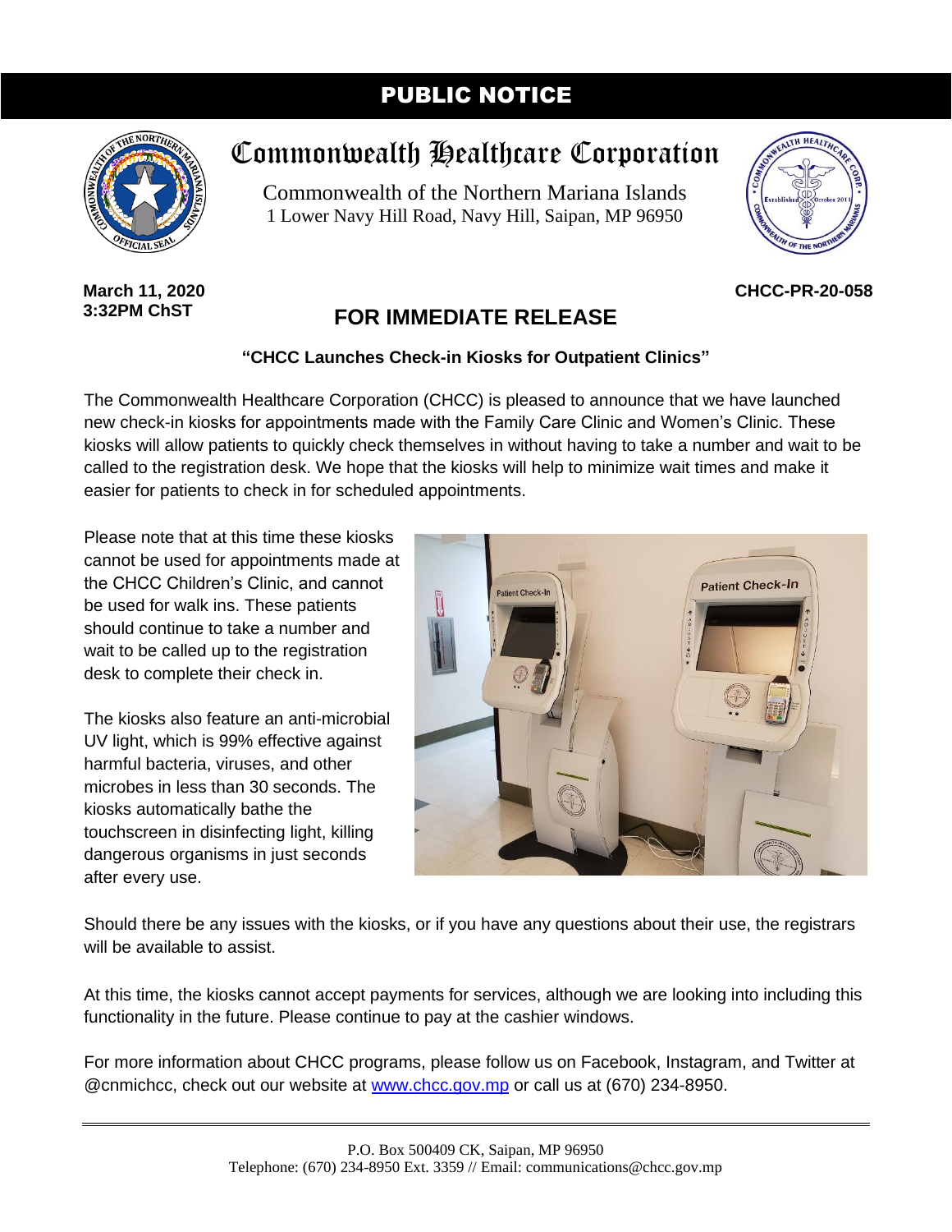# PUBLIC NOTICE

## Commonwealth Healthcare Corporation

Commonwealth of the Northern Mariana Islands
1 Lower Navy Hill Road, Navy Hill, Saipan, MP 96950

**March 11, 2020**
**3:32PM ChST**

**CHCC-PR-20-058**

## FOR IMMEDIATE RELEASE

**"CHCC Launches Check-in Kiosks for Outpatient Clinics"**

The Commonwealth Healthcare Corporation (CHCC) is pleased to announce that we have launched new check-in kiosks for appointments made with the Family Care Clinic and Women's Clinic. These kiosks will allow patients to quickly check themselves in without having to take a number and wait to be called to the registration desk. We hope that the kiosks will help to minimize wait times and make it easier for patients to check in for scheduled appointments.

Please note that at this time these kiosks cannot be used for appointments made at the CHCC Children's Clinic, and cannot be used for walk ins. These patients should continue to take a number and wait to be called up to the registration desk to complete their check in.

The kiosks also feature an anti-microbial UV light, which is 99% effective against harmful bacteria, viruses, and other microbes in less than 30 seconds. The kiosks automatically bathe the touchscreen in disinfecting light, killing dangerous organisms in just seconds after every use.

Should there be any issues with the kiosks, or if you have any questions about their use, the registrars will be available to assist.

At this time, the kiosks cannot accept payments for services, although we are looking into including this functionality in the future. Please continue to pay at the cashier windows.

For more information about CHCC programs, please follow us on Facebook, Instagram, and Twitter at @cnmichcc, check out our website at www.chcc.gov.mp or call us at (670) 234-8950.

P.O. Box 500409 CK, Saipan, MP 96950
Telephone: (670) 234-8950 Ext. 3359 // Email: communications@chcc.gov.mp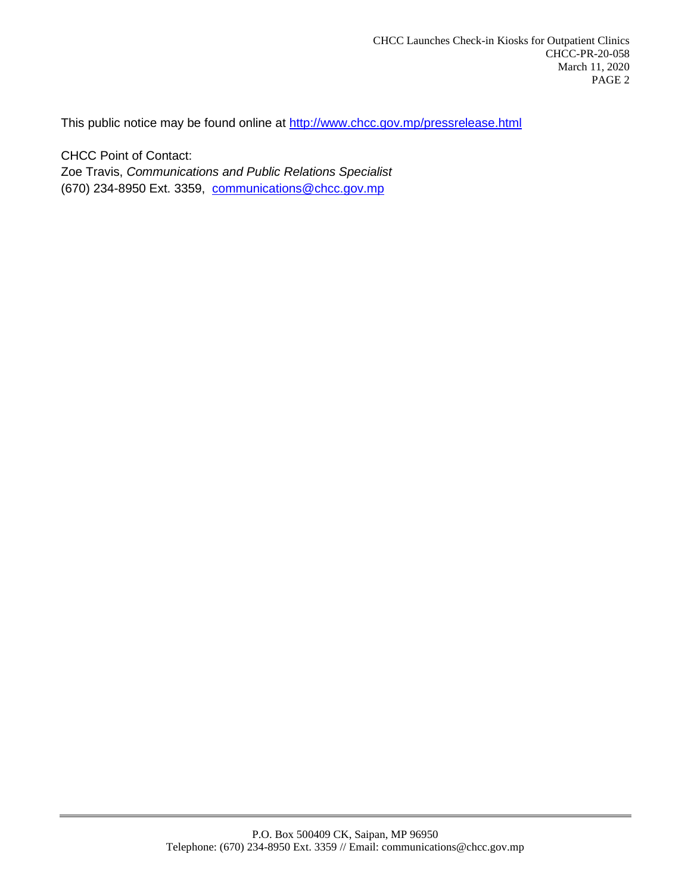This public notice may be found online at http://www.chcc.gov.mp/pressrelease.html

CHCC Point of Contact:
Zoe Travis, *Communications and Public Relations Specialist*
(670) 234-8950 Ext. 3359, communications@chcc.gov.mp